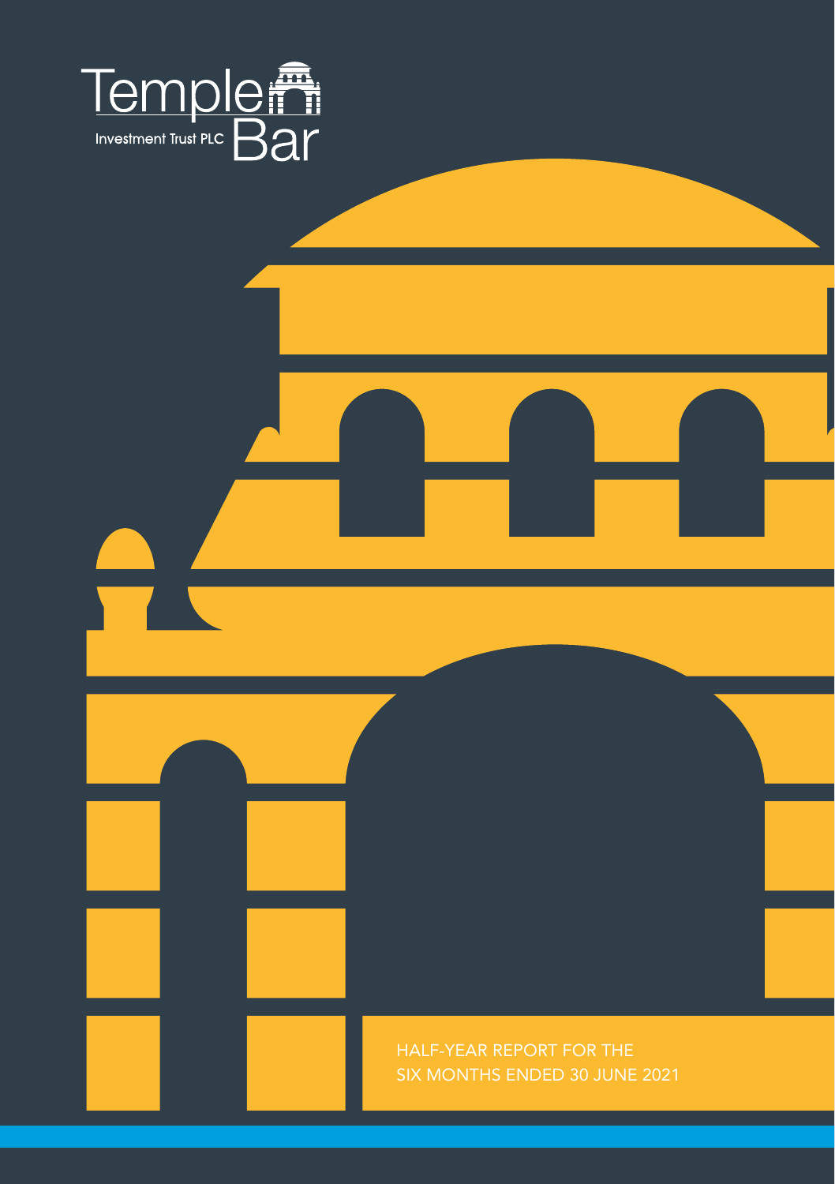Temple Bar

Investment Trust PLC

HALF-YEAR REPORT FOR THE SIX MONTHS ENDED 30 JUNE 2021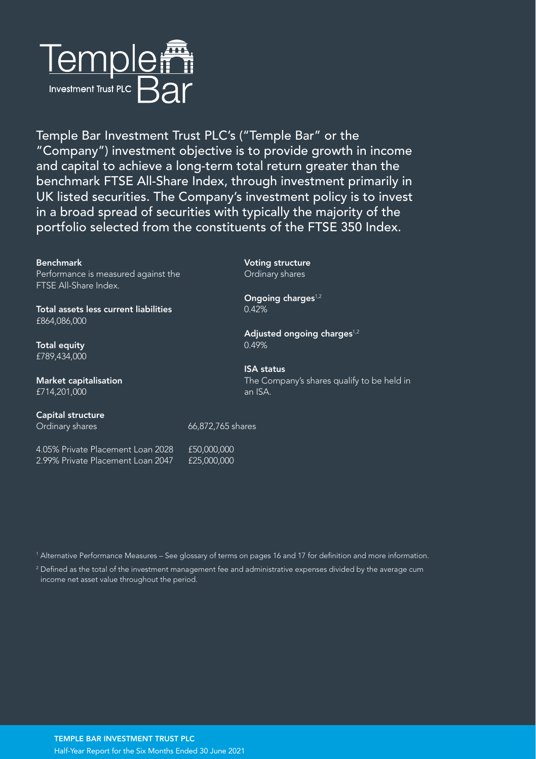# Temple Bar Investment Trust PLC

Temple Bar Investment Trust PLC's ("Temple Bar" or the "Company") investment objective is to provide growth in income and capital to achieve a long-term total return greater than the benchmark FTSE All-Share Index, through investment primarily in UK listed securities. The Company's investment policy is to invest in a broad spread of securities with typically the majority of the portfolio selected from the constituents of the FTSE 350 Index.

**Benchmark**
Performance is measured against the FTSE All-Share Index.

**Total assets less current liabilities**
£864,086,000

**Total equity**
£789,434,000

**Market capitalisation**
£714,201,000

**Capital structure**

| | |
|---|---|
| Ordinary shares | 66,872,765 shares |
| 4.05% Private Placement Loan 2028 | £50,000,000 |
| 2.99% Private Placement Loan 2047 | £25,000,000 |

**Voting structure**
Ordinary shares

**Ongoing charges**[1,2]
0.42%

**Adjusted ongoing charges**[1,2]
0.49%

**ISA status**
The Company's shares qualify to be held in an ISA.

[1] Alternative Performance Measures – See glossary of terms on pages 16 and 17 for definition and more information.

[2] Defined as the total of the investment management fee and administrative expenses divided by the average cum income net asset value throughout the period.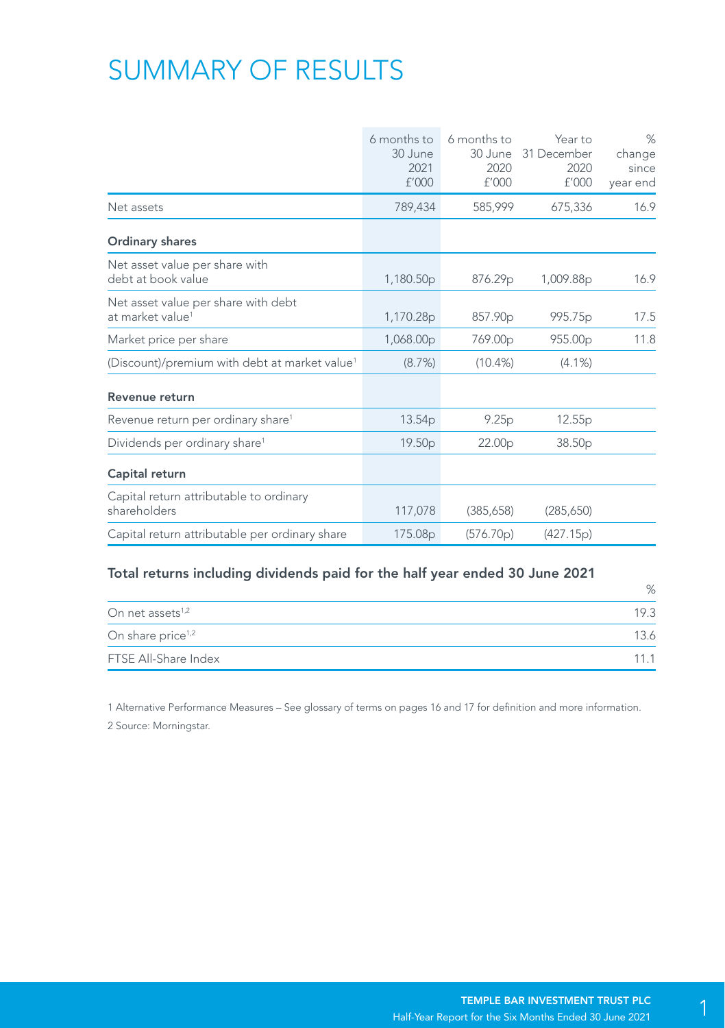# SUMMARY OF RESULTS

| | 6 months to 30 June 2021 £'000 | 6 months to 30 June 2020 £'000 | Year to 31 December 2020 £'000 | % change since year end |
|---|---|---|---|---|
| Net assets | 789,434 | 585,999 | 675,336 | 16.9 |
| **Ordinary shares** | | | | |
| Net asset value per share with debt at book value | 1,180.50p | 876.29p | 1,009.88p | 16.9 |
| Net asset value per share with debt at market value[1] | 1,170.28p | 857.90p | 995.75p | 17.5 |
| Market price per share | 1,068.00p | 769.00p | 955.00p | 11.8 |
| (Discount)/premium with debt at market value[1] | (8.7%) | (10.4%) | (4.1%) | |
| **Revenue return** | | | | |
| Revenue return per ordinary share[1] | 13.54p | 9.25p | 12.55p | |
| Dividends per ordinary share[1] | 19.50p | 22.00p | 38.50p | |
| **Capital return** | | | | |
| Capital return attributable to ordinary shareholders | 117,078 | (385,658) | (285,650) | |
| Capital return attributable per ordinary share | 175.08p | (576.70p) | (427.15p) | |

### Total returns including dividends paid for the half year ended 30 June 2021

| | % |
|---|---|
| On net assets[1,2] | 19.3 |
| On share price[1,2] | 13.6 |
| FTSE All-Share Index | 11.1 |

1 Alternative Performance Measures – See glossary of terms on pages 16 and 17 for definition and more information.

2 Source: Morningstar.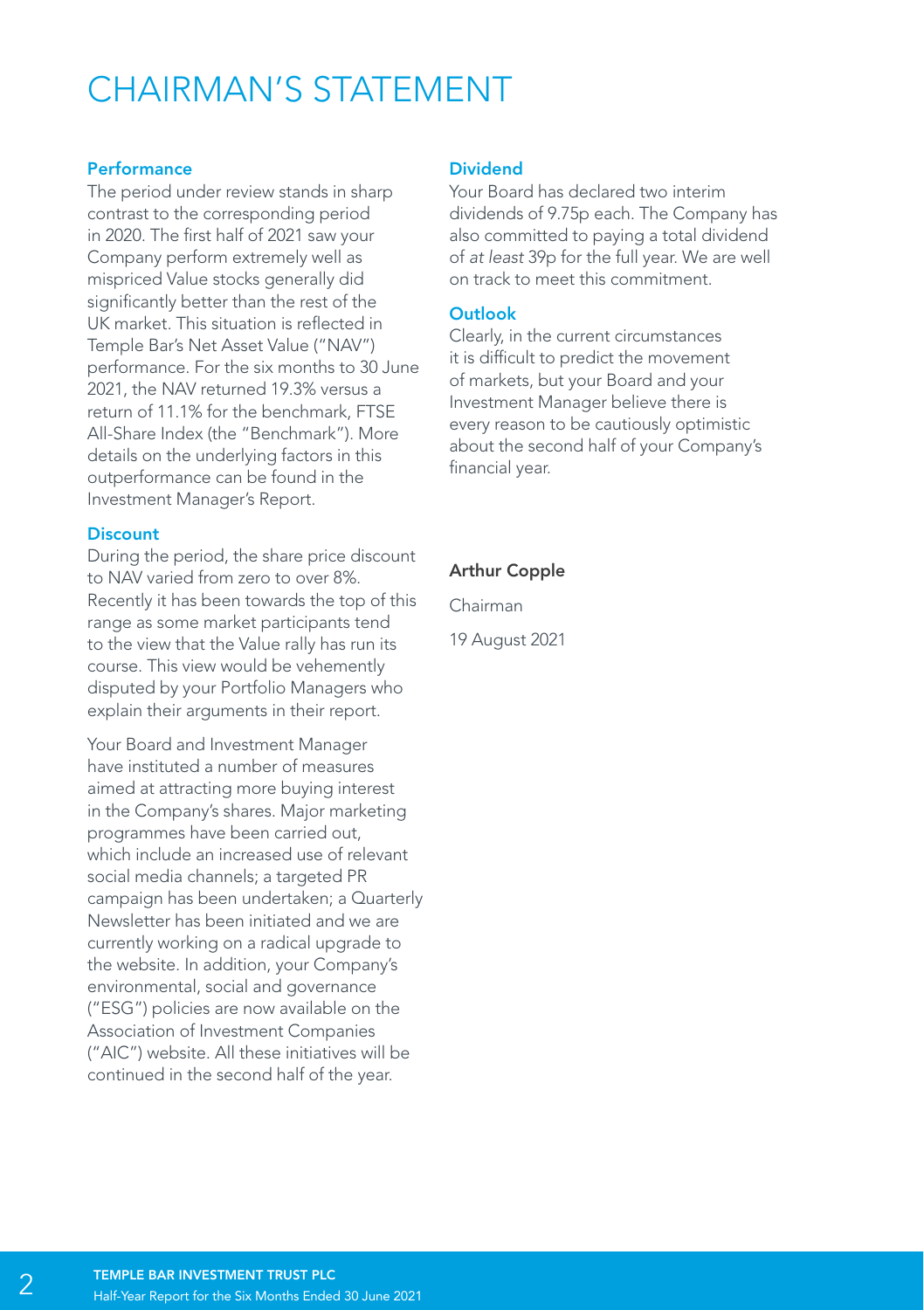# CHAIRMAN'S STATEMENT

### Performance

The period under review stands in sharp contrast to the corresponding period in 2020. The first half of 2021 saw your Company perform extremely well as mispriced Value stocks generally did significantly better than the rest of the UK market. This situation is reflected in Temple Bar's Net Asset Value ("NAV") performance. For the six months to 30 June 2021, the NAV returned 19.3% versus a return of 11.1% for the benchmark, FTSE All-Share Index (the "Benchmark"). More details on the underlying factors in this outperformance can be found in the Investment Manager's Report.

### Discount

During the period, the share price discount to NAV varied from zero to over 8%. Recently it has been towards the top of this range as some market participants tend to the view that the Value rally has run its course. This view would be vehemently disputed by your Portfolio Managers who explain their arguments in their report.

Your Board and Investment Manager have instituted a number of measures aimed at attracting more buying interest in the Company's shares. Major marketing programmes have been carried out, which include an increased use of relevant social media channels; a targeted PR campaign has been undertaken; a Quarterly Newsletter has been initiated and we are currently working on a radical upgrade to the website. In addition, your Company's environmental, social and governance ("ESG") policies are now available on the Association of Investment Companies ("AIC") website. All these initiatives will be continued in the second half of the year.

### Dividend

Your Board has declared two interim dividends of 9.75p each. The Company has also committed to paying a total dividend of *at least* 39p for the full year. We are well on track to meet this commitment.

### Outlook

Clearly, in the current circumstances it is difficult to predict the movement of markets, but your Board and your Investment Manager believe there is every reason to be cautiously optimistic about the second half of your Company's financial year.

**Arthur Copple**

Chairman

19 August 2021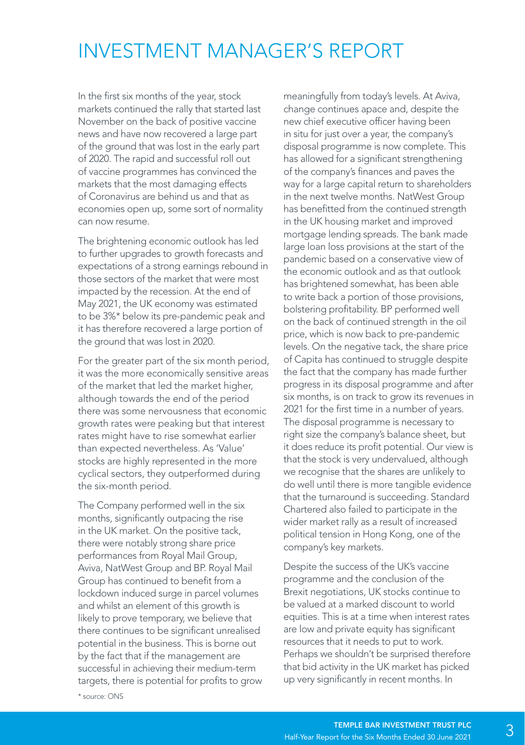# INVESTMENT MANAGER'S REPORT

In the first six months of the year, stock markets continued the rally that started last November on the back of positive vaccine news and have now recovered a large part of the ground that was lost in the early part of 2020. The rapid and successful roll out of vaccine programmes has convinced the markets that the most damaging effects of Coronavirus are behind us and that as economies open up, some sort of normality can now resume.

The brightening economic outlook has led to further upgrades to growth forecasts and expectations of a strong earnings rebound in those sectors of the market that were most impacted by the recession. At the end of May 2021, the UK economy was estimated to be 3%* below its pre-pandemic peak and it has therefore recovered a large portion of the ground that was lost in 2020.

For the greater part of the six month period, it was the more economically sensitive areas of the market that led the market higher, although towards the end of the period there was some nervousness that economic growth rates were peaking but that interest rates might have to rise somewhat earlier than expected nevertheless. As 'Value' stocks are highly represented in the more cyclical sectors, they outperformed during the six-month period.

The Company performed well in the six months, significantly outpacing the rise in the UK market. On the positive tack, there were notably strong share price performances from Royal Mail Group, Aviva, NatWest Group and BP. Royal Mail Group has continued to benefit from a lockdown induced surge in parcel volumes and whilst an element of this growth is likely to prove temporary, we believe that there continues to be significant unrealised potential in the business. This is borne out by the fact that if the management are successful in achieving their medium-term targets, there is potential for profits to grow meaningfully from today's levels. At Aviva, change continues apace and, despite the new chief executive officer having been in situ for just over a year, the company's disposal programme is now complete. This has allowed for a significant strengthening of the company's finances and paves the way for a large capital return to shareholders in the next twelve months. NatWest Group has benefitted from the continued strength in the UK housing market and improved mortgage lending spreads. The bank made large loan loss provisions at the start of the pandemic based on a conservative view of the economic outlook and as that outlook has brightened somewhat, has been able to write back a portion of those provisions, bolstering profitability. BP performed well on the back of continued strength in the oil price, which is now back to pre-pandemic levels. On the negative tack, the share price of Capita has continued to struggle despite the fact that the company has made further progress in its disposal programme and after six months, is on track to grow its revenues in 2021 for the first time in a number of years. The disposal programme is necessary to right size the company's balance sheet, but it does reduce its profit potential. Our view is that the stock is very undervalued, although we recognise that the shares are unlikely to do well until there is more tangible evidence that the turnaround is succeeding. Standard Chartered also failed to participate in the wider market rally as a result of increased political tension in Hong Kong, one of the company's key markets.

Despite the success of the UK's vaccine programme and the conclusion of the Brexit negotiations, UK stocks continue to be valued at a marked discount to world equities. This is at a time when interest rates are low and private equity has significant resources that it needs to put to work. Perhaps we shouldn't be surprised therefore that bid activity in the UK market has picked up very significantly in recent months. In

\* source: ONS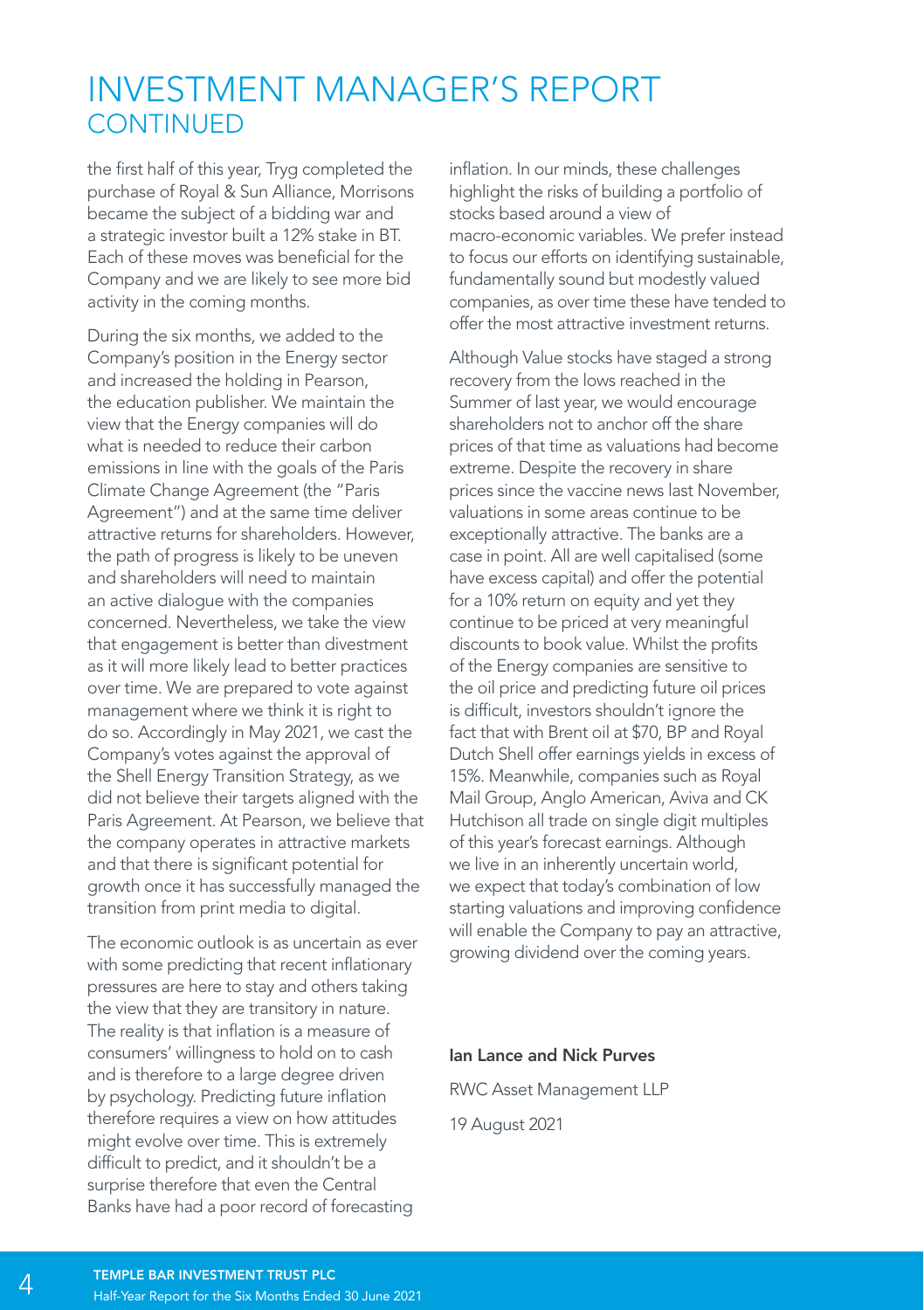# INVESTMENT MANAGER'S REPORT CONTINUED

the first half of this year, Tryg completed the purchase of Royal & Sun Alliance, Morrisons became the subject of a bidding war and a strategic investor built a 12% stake in BT. Each of these moves was beneficial for the Company and we are likely to see more bid activity in the coming months.

During the six months, we added to the Company's position in the Energy sector and increased the holding in Pearson, the education publisher. We maintain the view that the Energy companies will do what is needed to reduce their carbon emissions in line with the goals of the Paris Climate Change Agreement (the "Paris Agreement") and at the same time deliver attractive returns for shareholders. However, the path of progress is likely to be uneven and shareholders will need to maintain an active dialogue with the companies concerned. Nevertheless, we take the view that engagement is better than divestment as it will more likely lead to better practices over time. We are prepared to vote against management where we think it is right to do so. Accordingly in May 2021, we cast the Company's votes against the approval of the Shell Energy Transition Strategy, as we did not believe their targets aligned with the Paris Agreement. At Pearson, we believe that the company operates in attractive markets and that there is significant potential for growth once it has successfully managed the transition from print media to digital.

The economic outlook is as uncertain as ever with some predicting that recent inflationary pressures are here to stay and others taking the view that they are transitory in nature. The reality is that inflation is a measure of consumers' willingness to hold on to cash and is therefore to a large degree driven by psychology. Predicting future inflation therefore requires a view on how attitudes might evolve over time. This is extremely difficult to predict, and it shouldn't be a surprise therefore that even the Central Banks have had a poor record of forecasting inflation. In our minds, these challenges highlight the risks of building a portfolio of stocks based around a view of macro-economic variables. We prefer instead to focus our efforts on identifying sustainable, fundamentally sound but modestly valued companies, as over time these have tended to offer the most attractive investment returns.

Although Value stocks have staged a strong recovery from the lows reached in the Summer of last year, we would encourage shareholders not to anchor off the share prices of that time as valuations had become extreme. Despite the recovery in share prices since the vaccine news last November, valuations in some areas continue to be exceptionally attractive. The banks are a case in point. All are well capitalised (some have excess capital) and offer the potential for a 10% return on equity and yet they continue to be priced at very meaningful discounts to book value. Whilst the profits of the Energy companies are sensitive to the oil price and predicting future oil prices is difficult, investors shouldn't ignore the fact that with Brent oil at $70, BP and Royal Dutch Shell offer earnings yields in excess of 15%. Meanwhile, companies such as Royal Mail Group, Anglo American, Aviva and CK Hutchison all trade on single digit multiples of this year's forecast earnings. Although we live in an inherently uncertain world, we expect that today's combination of low starting valuations and improving confidence will enable the Company to pay an attractive, growing dividend over the coming years.

**Ian Lance and Nick Purves**

RWC Asset Management LLP

19 August 2021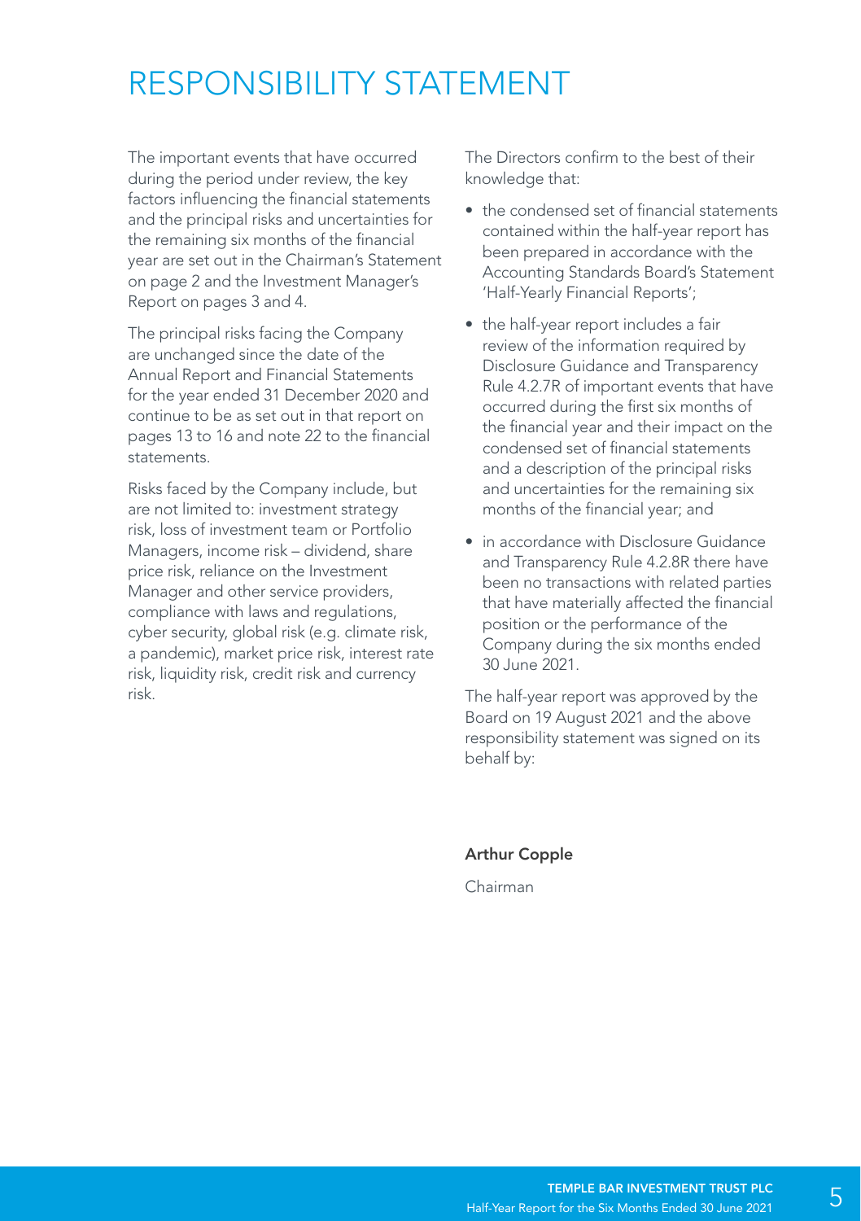# RESPONSIBILITY STATEMENT

The important events that have occurred during the period under review, the key factors influencing the financial statements and the principal risks and uncertainties for the remaining six months of the financial year are set out in the Chairman's Statement on page 2 and the Investment Manager's Report on pages 3 and 4.

The principal risks facing the Company are unchanged since the date of the Annual Report and Financial Statements for the year ended 31 December 2020 and continue to be as set out in that report on pages 13 to 16 and note 22 to the financial statements.

Risks faced by the Company include, but are not limited to: investment strategy risk, loss of investment team or Portfolio Managers, income risk – dividend, share price risk, reliance on the Investment Manager and other service providers, compliance with laws and regulations, cyber security, global risk (e.g. climate risk, a pandemic), market price risk, interest rate risk, liquidity risk, credit risk and currency risk.

The Directors confirm to the best of their knowledge that:

- the condensed set of financial statements contained within the half-year report has been prepared in accordance with the Accounting Standards Board's Statement 'Half-Yearly Financial Reports';
- the half-year report includes a fair review of the information required by Disclosure Guidance and Transparency Rule 4.2.7R of important events that have occurred during the first six months of the financial year and their impact on the condensed set of financial statements and a description of the principal risks and uncertainties for the remaining six months of the financial year; and
- in accordance with Disclosure Guidance and Transparency Rule 4.2.8R there have been no transactions with related parties that have materially affected the financial position or the performance of the Company during the six months ended 30 June 2021.

The half-year report was approved by the Board on 19 August 2021 and the above responsibility statement was signed on its behalf by:

**Arthur Copple**

Chairman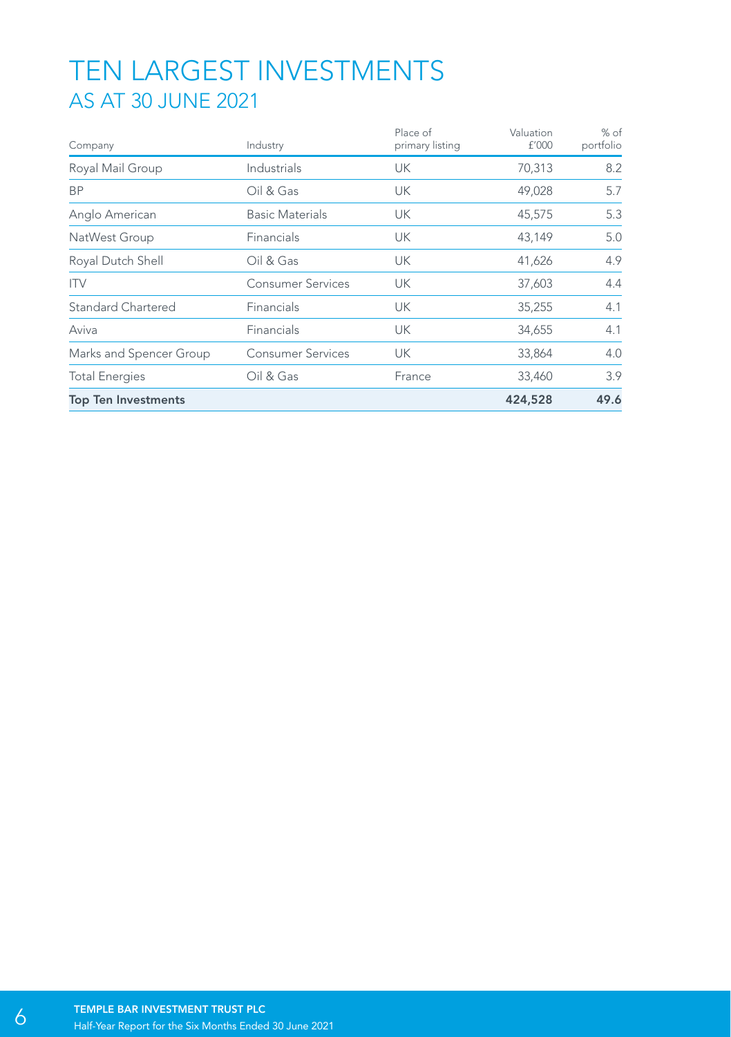# TEN LARGEST INVESTMENTS
## AS AT 30 JUNE 2021

| Company | Industry | Place of primary listing | Valuation £'000 | % of portfolio |
|---|---|---|---|---|
| Royal Mail Group | Industrials | UK | 70,313 | 8.2 |
| BP | Oil & Gas | UK | 49,028 | 5.7 |
| Anglo American | Basic Materials | UK | 45,575 | 5.3 |
| NatWest Group | Financials | UK | 43,149 | 5.0 |
| Royal Dutch Shell | Oil & Gas | UK | 41,626 | 4.9 |
| ITV | Consumer Services | UK | 37,603 | 4.4 |
| Standard Chartered | Financials | UK | 35,255 | 4.1 |
| Aviva | Financials | UK | 34,655 | 4.1 |
| Marks and Spencer Group | Consumer Services | UK | 33,864 | 4.0 |
| Total Energies | Oil & Gas | France | 33,460 | 3.9 |
| **Top Ten Investments** | | | **424,528** | **49.6** |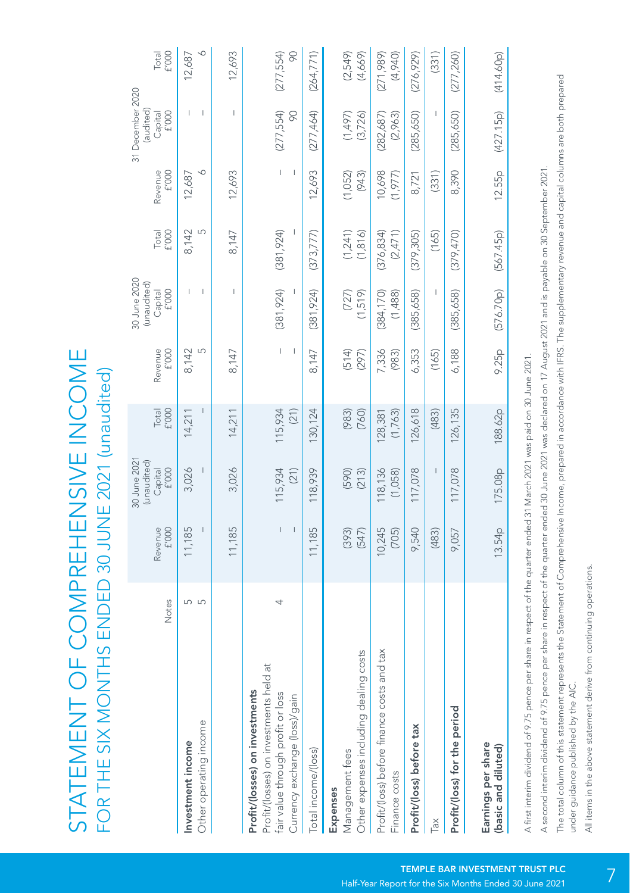# STATEMENT OF COMPREHENSIVE INCOME

## FOR THE SIX MONTHS ENDED 30 JUNE 2021 (unaudited)

| | Notes | 30 June 2021 (unaudited) Revenue £'000 | 30 June 2021 (unaudited) Capital £'000 | 30 June 2021 (unaudited) Total £'000 | 30 June 2020 (unaudited) Revenue £'000 | 30 June 2020 (unaudited) Capital £'000 | 30 June 2020 (unaudited) Total £'000 | 31 December 2020 (audited) Revenue £'000 | 31 December 2020 (audited) Capital £'000 | 31 December 2020 (audited) Total £'000 |
|---|---|---|---|---|---|---|---|---|---|---|
| **Investment income** | 5 | 11,185 | 3,026 | 14,211 | 8,142 | – | 8,142 | 12,687 | – | 12,687 |
| Other operating income | 5 | – | – | – | 5 | – | 5 | 6 | – | 6 |
| | | 11,185 | 3,026 | 14,211 | 8,147 | – | 8,147 | 12,693 | – | 12,693 |
| **Profit/(losses) on investments** | | | | | | | | | | |
| Profit/(losses) on investments held at fair value through profit or loss | 4 | – | 115,934 | 115,934 | – | (381,924) | (381,924) | – | (277,554) | (277,554) |
| Currency exchange (loss)/gain | | – | (21) | (21) | – | – | – | – | 90 | 90 |
| Total income/(loss) | | 11,185 | 118,939 | 130,124 | 8,147 | (381,924) | (373,777) | 12,693 | (277,464) | (264,771) |
| **Expenses** | | | | | | | | | | |
| Management fees | | (393) | (590) | (983) | (514) | (727) | (1,241) | (1,052) | (1,497) | (2,549) |
| Other expenses including dealing costs | | (547) | (213) | (760) | (297) | (1,519) | (1,816) | (943) | (3,726) | (4,669) |
| Profit/(loss) before finance costs and tax | | 10,245 | 118,136 | 128,381 | 7,336 | (384,170) | (376,834) | 10,698 | (282,687) | (271,989) |
| Finance costs | | (705) | (1,058) | (1,763) | (983) | (1,488) | (2,471) | (1,977) | (2,963) | (4,940) |
| **Profit/(loss) before tax** | | 9,540 | 117,078 | 126,618 | 6,353 | (385,658) | (379,305) | 8,721 | (285,650) | (276,929) |
| Tax | | (483) | – | (483) | (165) | – | (165) | (331) | – | (331) |
| **Profit/(loss) for the period** | | 9,057 | 117,078 | 126,135 | 6,188 | (385,658) | (379,470) | 8,390 | (285,650) | (277,260) |
| **Earnings per share (basic and diluted)** | | 13.54p | 175.08p | 188.62p | 9.25p | (576.70p) | (567.45p) | 12.55p | (427.15p) | (414.60p) |

A first interim dividend of 9.75 pence per share in respect of the quarter ended 31 March 2021 was paid on 30 June 2021.

A second interim dividend of 9.75 pence per share in respect of the quarter ended 30 June 2021 was declared on 17 August 2021 and is payable on 30 September 2021.

The total column of this statement represents the Statement of Comprehensive Income, prepared in accordance with IFRS. The supplementary revenue and capital columns are both prepared under guidance published by the AIC.

All items in the above statement derive from continuing operations.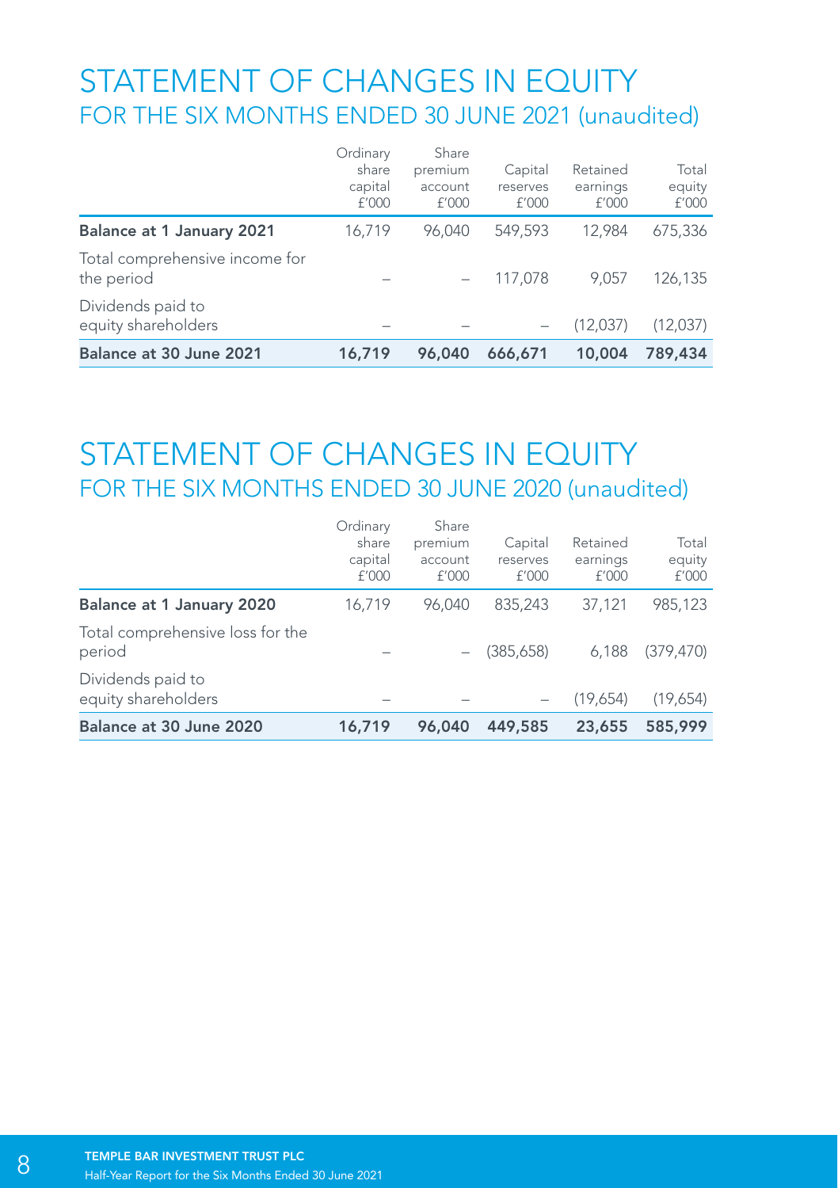# STATEMENT OF CHANGES IN EQUITY

## FOR THE SIX MONTHS ENDED 30 JUNE 2021 (unaudited)

| | Ordinary share capital £'000 | Share premium account £'000 | Capital reserves £'000 | Retained earnings £'000 | Total equity £'000 |
|---|---|---|---|---|---|
| **Balance at 1 January 2021** | 16,719 | 96,040 | 549,593 | 12,984 | 675,336 |
| Total comprehensive income for the period | – | – | 117,078 | 9,057 | 126,135 |
| Dividends paid to equity shareholders | – | – | – | (12,037) | (12,037) |
| **Balance at 30 June 2021** | **16,719** | **96,040** | **666,671** | **10,004** | **789,434** |

# STATEMENT OF CHANGES IN EQUITY

## FOR THE SIX MONTHS ENDED 30 JUNE 2020 (unaudited)

| | Ordinary share capital £'000 | Share premium account £'000 | Capital reserves £'000 | Retained earnings £'000 | Total equity £'000 |
|---|---|---|---|---|---|
| **Balance at 1 January 2020** | 16,719 | 96,040 | 835,243 | 37,121 | 985,123 |
| Total comprehensive loss for the period | – | – | (385,658) | 6,188 | (379,470) |
| Dividends paid to equity shareholders | – | – | – | (19,654) | (19,654) |
| **Balance at 30 June 2020** | **16,719** | **96,040** | **449,585** | **23,655** | **585,999** |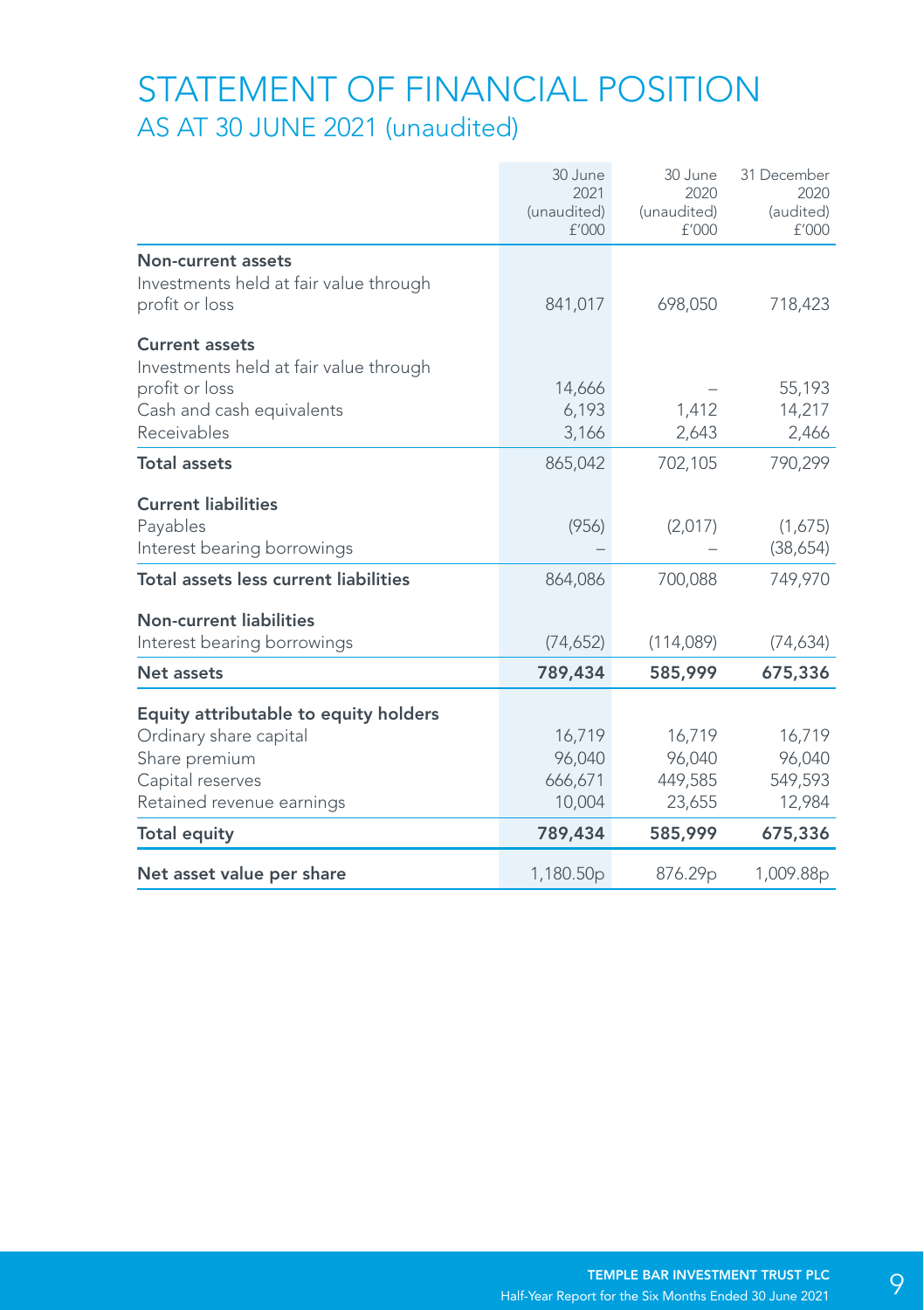# STATEMENT OF FINANCIAL POSITION

## AS AT 30 JUNE 2021 (unaudited)

| | 30 June 2021 (unaudited) £'000 | 30 June 2020 (unaudited) £'000 | 31 December 2020 (audited) £'000 |
|---|---|---|---|
| **Non-current assets** | | | |
| Investments held at fair value through profit or loss | 841,017 | 698,050 | 718,423 |
| **Current assets** | | | |
| Investments held at fair value through profit or loss | 14,666 | – | 55,193 |
| Cash and cash equivalents | 6,193 | 1,412 | 14,217 |
| Receivables | 3,166 | 2,643 | 2,466 |
| **Total assets** | 865,042 | 702,105 | 790,299 |
| **Current liabilities** | | | |
| Payables | (956) | (2,017) | (1,675) |
| Interest bearing borrowings | – | – | (38,654) |
| **Total assets less current liabilities** | 864,086 | 700,088 | 749,970 |
| **Non-current liabilities** | | | |
| Interest bearing borrowings | (74,652) | (114,089) | (74,634) |
| **Net assets** | **789,434** | **585,999** | **675,336** |
| **Equity attributable to equity holders** | | | |
| Ordinary share capital | 16,719 | 16,719 | 16,719 |
| Share premium | 96,040 | 96,040 | 96,040 |
| Capital reserves | 666,671 | 449,585 | 549,593 |
| Retained revenue earnings | 10,004 | 23,655 | 12,984 |
| **Total equity** | **789,434** | **585,999** | **675,336** |
| **Net asset value per share** | 1,180.50p | 876.29p | 1,009.88p |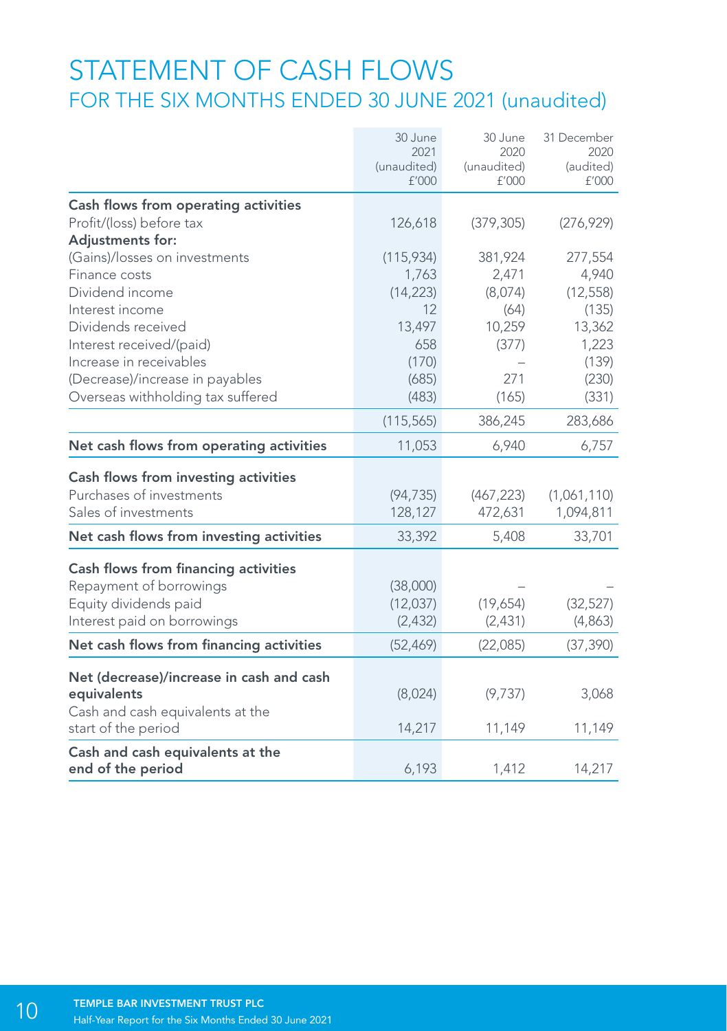# STATEMENT OF CASH FLOWS

## FOR THE SIX MONTHS ENDED 30 JUNE 2021 (unaudited)

| | 30 June 2021 (unaudited) £'000 | 30 June 2020 (unaudited) £'000 | 31 December 2020 (audited) £'000 |
|---|---|---|---|
| **Cash flows from operating activities** | | | |
| Profit/(loss) before tax | 126,618 | (379,305) | (276,929) |
| **Adjustments for:** | | | |
| (Gains)/losses on investments | (115,934) | 381,924 | 277,554 |
| Finance costs | 1,763 | 2,471 | 4,940 |
| Dividend income | (14,223) | (8,074) | (12,558) |
| Interest income | 12 | (64) | (135) |
| Dividends received | 13,497 | 10,259 | 13,362 |
| Interest received/(paid) | 658 | (377) | 1,223 |
| Increase in receivables | (170) | – | (139) |
| (Decrease)/increase in payables | (685) | 271 | (230) |
| Overseas withholding tax suffered | (483) | (165) | (331) |
| | (115,565) | 386,245 | 283,686 |
| **Net cash flows from operating activities** | 11,053 | 6,940 | 6,757 |
| **Cash flows from investing activities** | | | |
| Purchases of investments | (94,735) | (467,223) | (1,061,110) |
| Sales of investments | 128,127 | 472,631 | 1,094,811 |
| **Net cash flows from investing activities** | 33,392 | 5,408 | 33,701 |
| **Cash flows from financing activities** | | | |
| Repayment of borrowings | (38,000) | – | – |
| Equity dividends paid | (12,037) | (19,654) | (32,527) |
| Interest paid on borrowings | (2,432) | (2,431) | (4,863) |
| **Net cash flows from financing activities** | (52,469) | (22,085) | (37,390) |
| **Net (decrease)/increase in cash and cash equivalents** | (8,024) | (9,737) | 3,068 |
| Cash and cash equivalents at the start of the period | 14,217 | 11,149 | 11,149 |
| **Cash and cash equivalents at the end of the period** | 6,193 | 1,412 | 14,217 |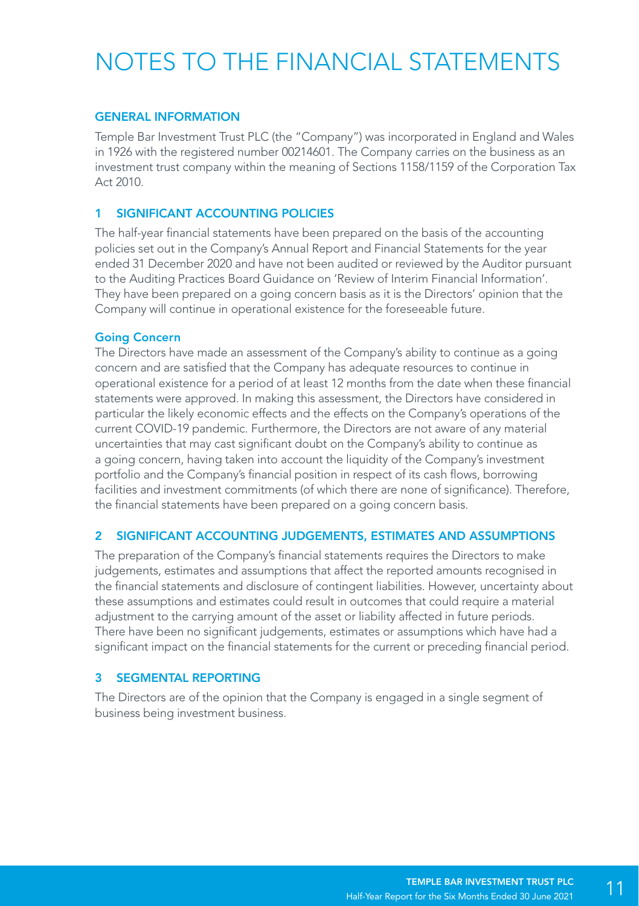# NOTES TO THE FINANCIAL STATEMENTS

## GENERAL INFORMATION

Temple Bar Investment Trust PLC (the "Company") was incorporated in England and Wales in 1926 with the registered number 00214601. The Company carries on the business as an investment trust company within the meaning of Sections 1158/1159 of the Corporation Tax Act 2010.

## 1 SIGNIFICANT ACCOUNTING POLICIES

The half-year financial statements have been prepared on the basis of the accounting policies set out in the Company's Annual Report and Financial Statements for the year ended 31 December 2020 and have not been audited or reviewed by the Auditor pursuant to the Auditing Practices Board Guidance on 'Review of Interim Financial Information'. They have been prepared on a going concern basis as it is the Directors' opinion that the Company will continue in operational existence for the foreseeable future.

### Going Concern

The Directors have made an assessment of the Company's ability to continue as a going concern and are satisfied that the Company has adequate resources to continue in operational existence for a period of at least 12 months from the date when these financial statements were approved. In making this assessment, the Directors have considered in particular the likely economic effects and the effects on the Company's operations of the current COVID-19 pandemic. Furthermore, the Directors are not aware of any material uncertainties that may cast significant doubt on the Company's ability to continue as a going concern, having taken into account the liquidity of the Company's investment portfolio and the Company's financial position in respect of its cash flows, borrowing facilities and investment commitments (of which there are none of significance). Therefore, the financial statements have been prepared on a going concern basis.

## 2 SIGNIFICANT ACCOUNTING JUDGEMENTS, ESTIMATES AND ASSUMPTIONS

The preparation of the Company's financial statements requires the Directors to make judgements, estimates and assumptions that affect the reported amounts recognised in the financial statements and disclosure of contingent liabilities. However, uncertainty about these assumptions and estimates could result in outcomes that could require a material adjustment to the carrying amount of the asset or liability affected in future periods. There have been no significant judgements, estimates or assumptions which have had a significant impact on the financial statements for the current or preceding financial period.

## 3 SEGMENTAL REPORTING

The Directors are of the opinion that the Company is engaged in a single segment of business being investment business.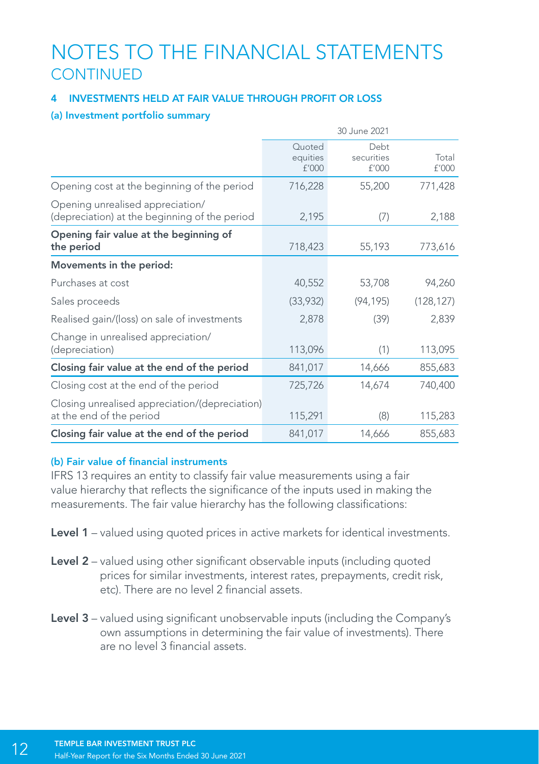# NOTES TO THE FINANCIAL STATEMENTS
## CONTINUED

### 4 INVESTMENTS HELD AT FAIR VALUE THROUGH PROFIT OR LOSS

#### (a) Investment portfolio summary

| | 30 June 2021 | | |
|---|---|---|---|
| | Quoted equities £'000 | Debt securities £'000 | Total £'000 |
| Opening cost at the beginning of the period | 716,228 | 55,200 | 771,428 |
| Opening unrealised appreciation/ (depreciation) at the beginning of the period | 2,195 | (7) | 2,188 |
| **Opening fair value at the beginning of the period** | 718,423 | 55,193 | 773,616 |
| **Movements in the period:** | | | |
| Purchases at cost | 40,552 | 53,708 | 94,260 |
| Sales proceeds | (33,932) | (94,195) | (128,127) |
| Realised gain/(loss) on sale of investments | 2,878 | (39) | 2,839 |
| Change in unrealised appreciation/ (depreciation) | 113,096 | (1) | 113,095 |
| **Closing fair value at the end of the period** | 841,017 | 14,666 | 855,683 |
| Closing cost at the end of the period | 725,726 | 14,674 | 740,400 |
| Closing unrealised appreciation/(depreciation) at the end of the period | 115,291 | (8) | 115,283 |
| **Closing fair value at the end of the period** | 841,017 | 14,666 | 855,683 |

#### (b) Fair value of financial instruments

IFRS 13 requires an entity to classify fair value measurements using a fair value hierarchy that reflects the significance of the inputs used in making the measurements. The fair value hierarchy has the following classifications:

**Level 1** – valued using quoted prices in active markets for identical investments.

**Level 2** – valued using other significant observable inputs (including quoted prices for similar investments, interest rates, prepayments, credit risk, etc). There are no level 2 financial assets.

**Level 3** – valued using significant unobservable inputs (including the Company's own assumptions in determining the fair value of investments). There are no level 3 financial assets.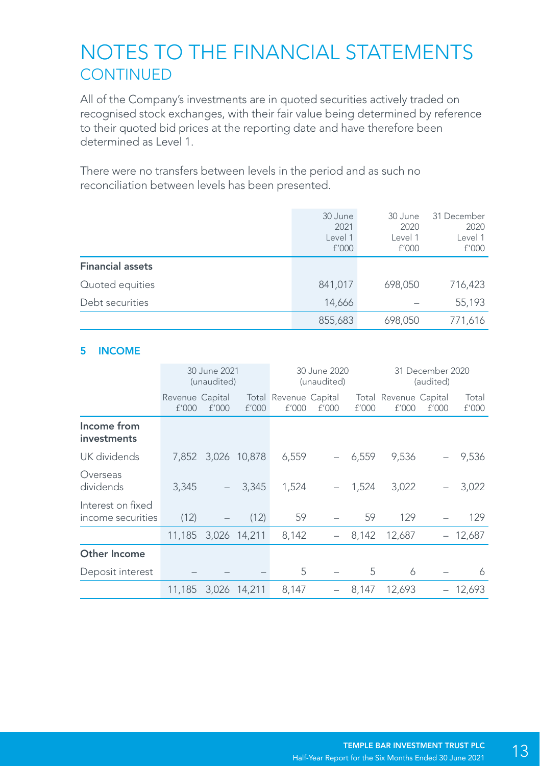# NOTES TO THE FINANCIAL STATEMENTS
## CONTINUED

All of the Company's investments are in quoted securities actively traded on recognised stock exchanges, with their fair value being determined by reference to their quoted bid prices at the reporting date and have therefore been determined as Level 1.

There were no transfers between levels in the period and as such no reconciliation between levels has been presented.

| | 30 June 2021 Level 1 £'000 | 30 June 2020 Level 1 £'000 | 31 December 2020 Level 1 £'000 |
|---|---|---|---|
| **Financial assets** | | | |
| Quoted equities | 841,017 | 698,050 | 716,423 |
| Debt securities | 14,666 | – | 55,193 |
| | 855,683 | 698,050 | 771,616 |

### 5 INCOME

| | 30 June 2021 (unaudited) | | | 30 June 2020 (unaudited) | | | 31 December 2020 (audited) | | |
|---|---|---|---|---|---|---|---|---|---|
| | Revenue £'000 | Capital £'000 | Total £'000 | Revenue £'000 | Capital £'000 | Total £'000 | Revenue £'000 | Capital £'000 | Total £'000 |
| **Income from investments** | | | | | | | | | |
| UK dividends | 7,852 | 3,026 | 10,878 | 6,559 | – | 6,559 | 9,536 | – | 9,536 |
| Overseas dividends | 3,345 | – | 3,345 | 1,524 | – | 1,524 | 3,022 | – | 3,022 |
| Interest on fixed income securities | (12) | – | (12) | 59 | – | 59 | 129 | – | 129 |
| | 11,185 | 3,026 | 14,211 | 8,142 | – | 8,142 | 12,687 | – | 12,687 |
| **Other Income** | | | | | | | | | |
| Deposit interest | – | – | – | 5 | – | 5 | 6 | – | 6 |
| | 11,185 | 3,026 | 14,211 | 8,147 | – | 8,147 | 12,693 | – | 12,693 |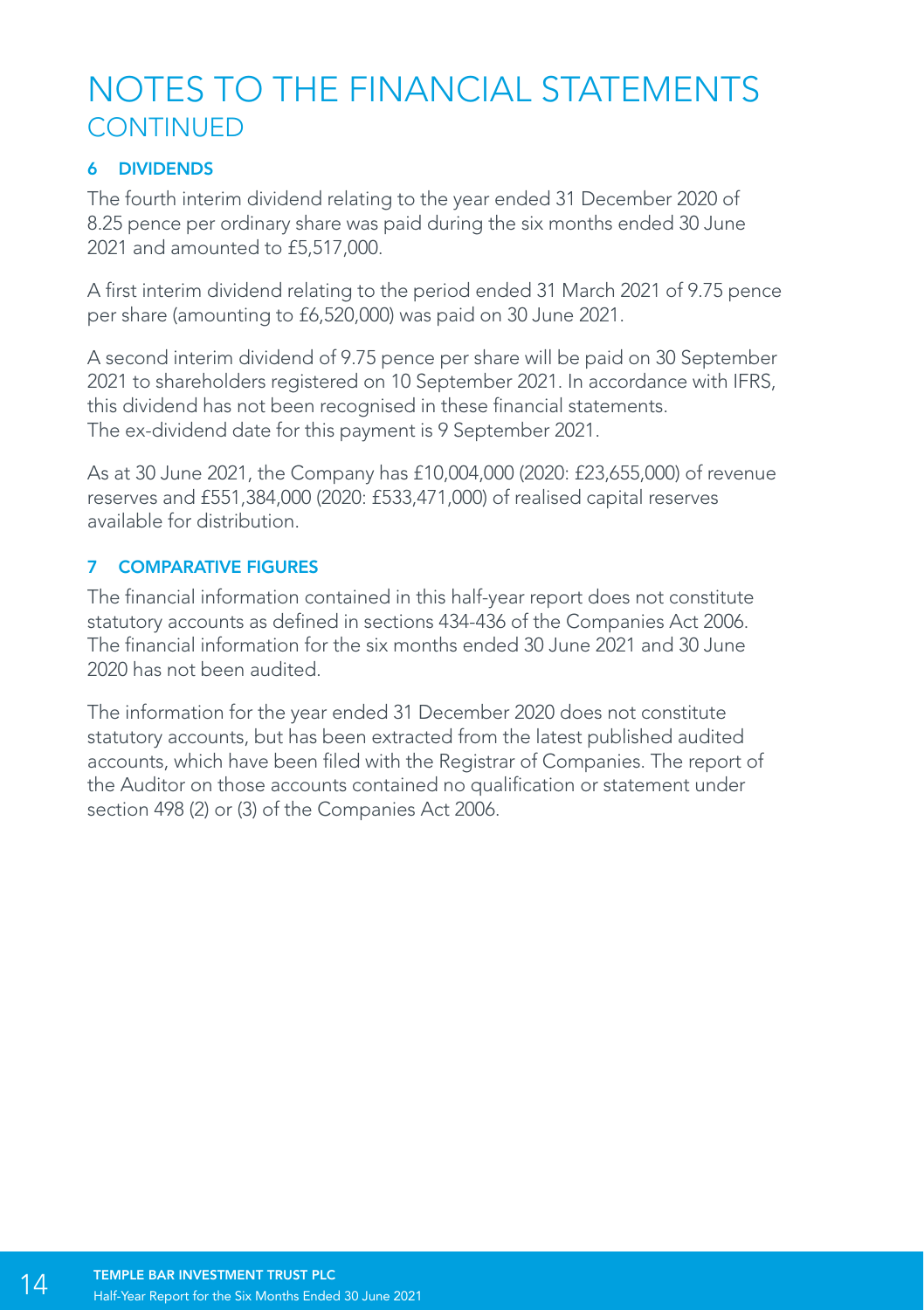# NOTES TO THE FINANCIAL STATEMENTS
## CONTINUED

### 6 DIVIDENDS

The fourth interim dividend relating to the year ended 31 December 2020 of 8.25 pence per ordinary share was paid during the six months ended 30 June 2021 and amounted to £5,517,000.

A first interim dividend relating to the period ended 31 March 2021 of 9.75 pence per share (amounting to £6,520,000) was paid on 30 June 2021.

A second interim dividend of 9.75 pence per share will be paid on 30 September 2021 to shareholders registered on 10 September 2021. In accordance with IFRS, this dividend has not been recognised in these financial statements. The ex-dividend date for this payment is 9 September 2021.

As at 30 June 2021, the Company has £10,004,000 (2020: £23,655,000) of revenue reserves and £551,384,000 (2020: £533,471,000) of realised capital reserves available for distribution.

### 7 COMPARATIVE FIGURES

The financial information contained in this half-year report does not constitute statutory accounts as defined in sections 434-436 of the Companies Act 2006. The financial information for the six months ended 30 June 2021 and 30 June 2020 has not been audited.

The information for the year ended 31 December 2020 does not constitute statutory accounts, but has been extracted from the latest published audited accounts, which have been filed with the Registrar of Companies. The report of the Auditor on those accounts contained no qualification or statement under section 498 (2) or (3) of the Companies Act 2006.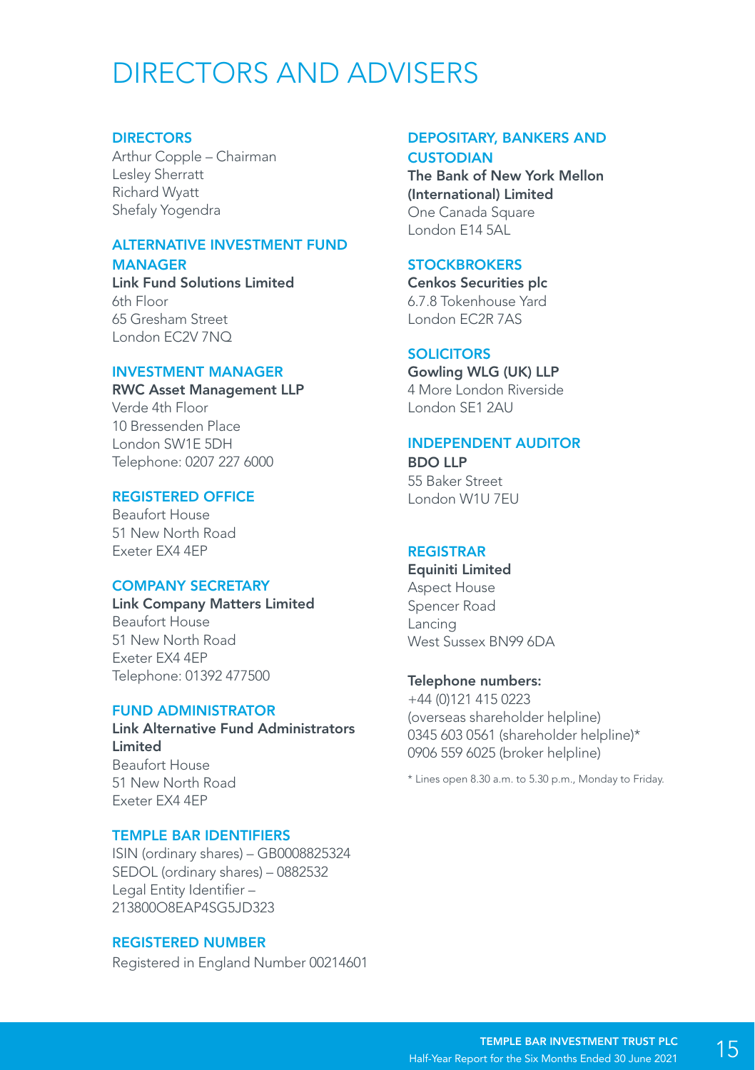# DIRECTORS AND ADVISERS

### DIRECTORS

Arthur Copple – Chairman
Lesley Sherratt
Richard Wyatt
Shefaly Yogendra

### ALTERNATIVE INVESTMENT FUND MANAGER

**Link Fund Solutions Limited**
6th Floor
65 Gresham Street
London EC2V 7NQ

### INVESTMENT MANAGER

**RWC Asset Management LLP**
Verde 4th Floor
10 Bressenden Place
London SW1E 5DH
Telephone: 0207 227 6000

### REGISTERED OFFICE

Beaufort House
51 New North Road
Exeter EX4 4EP

### COMPANY SECRETARY

**Link Company Matters Limited**
Beaufort House
51 New North Road
Exeter EX4 4EP
Telephone: 01392 477500

### FUND ADMINISTRATOR

**Link Alternative Fund Administrators Limited**
Beaufort House
51 New North Road
Exeter EX4 4EP

### TEMPLE BAR IDENTIFIERS

ISIN (ordinary shares) – GB0008825324
SEDOL (ordinary shares) – 0882532
Legal Entity Identifier – 213800O8EAP4SG5JD323

### REGISTERED NUMBER

Registered in England Number 00214601

### DEPOSITARY, BANKERS AND CUSTODIAN

**The Bank of New York Mellon (International) Limited**
One Canada Square
London E14 5AL

### STOCKBROKERS

**Cenkos Securities plc**
6.7.8 Tokenhouse Yard
London EC2R 7AS

### SOLICITORS

**Gowling WLG (UK) LLP**
4 More London Riverside
London SE1 2AU

### INDEPENDENT AUDITOR

**BDO LLP**
55 Baker Street
London W1U 7EU

### REGISTRAR

**Equiniti Limited**
Aspect House
Spencer Road
Lancing
West Sussex BN99 6DA

**Telephone numbers:**
+44 (0)121 415 0223
(overseas shareholder helpline)
0345 603 0561 (shareholder helpline)*
0906 559 6025 (broker helpline)

* Lines open 8.30 a.m. to 5.30 p.m., Monday to Friday.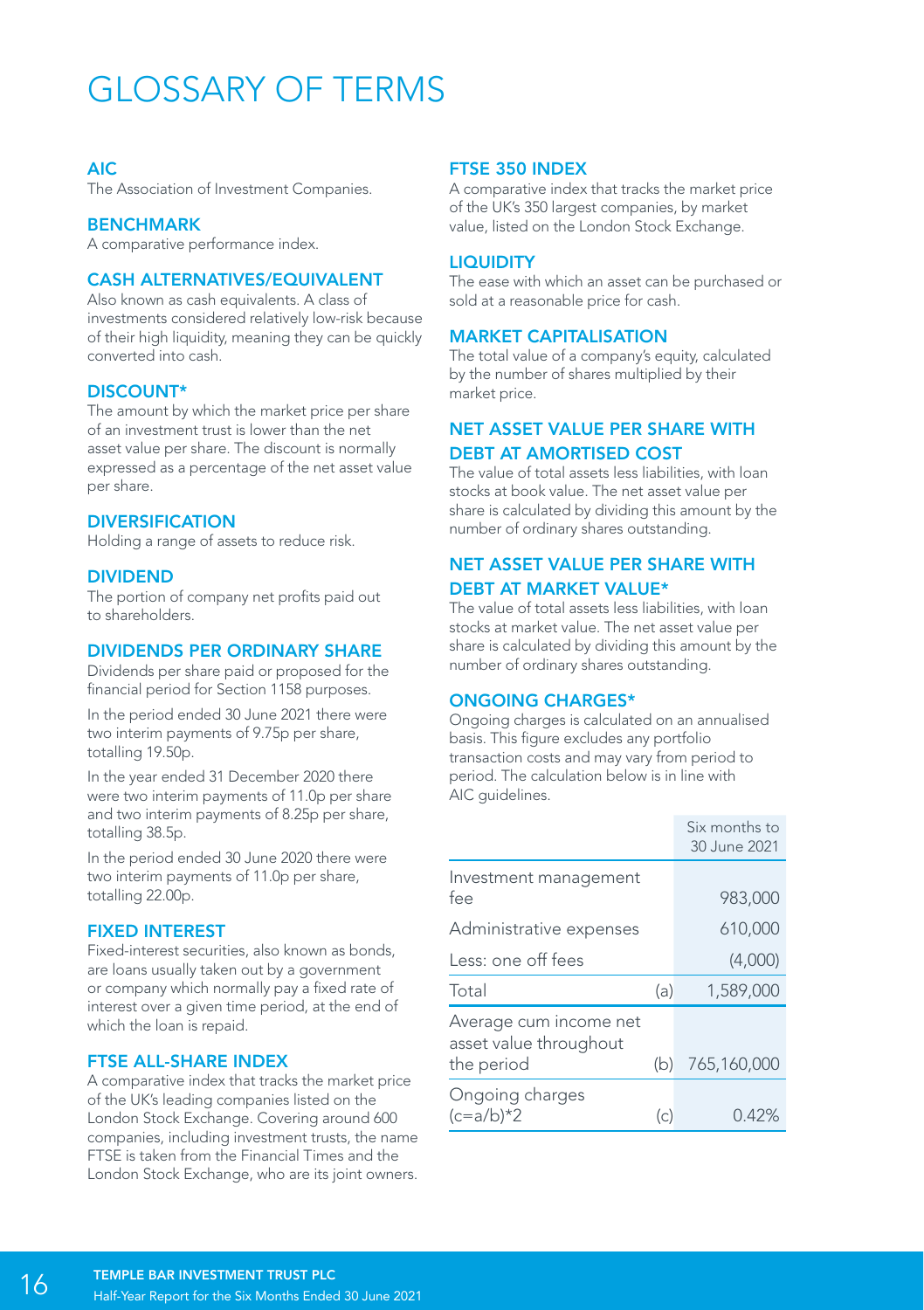# GLOSSARY OF TERMS

### AIC

The Association of Investment Companies.

### BENCHMARK

A comparative performance index.

### CASH ALTERNATIVES/EQUIVALENT

Also known as cash equivalents. A class of investments considered relatively low-risk because of their high liquidity, meaning they can be quickly converted into cash.

### DISCOUNT*

The amount by which the market price per share of an investment trust is lower than the net asset value per share. The discount is normally expressed as a percentage of the net asset value per share.

### DIVERSIFICATION

Holding a range of assets to reduce risk.

### DIVIDEND

The portion of company net profits paid out to shareholders.

### DIVIDENDS PER ORDINARY SHARE

Dividends per share paid or proposed for the financial period for Section 1158 purposes.

In the period ended 30 June 2021 there were two interim payments of 9.75p per share, totalling 19.50p.

In the year ended 31 December 2020 there were two interim payments of 11.0p per share and two interim payments of 8.25p per share, totalling 38.5p.

In the period ended 30 June 2020 there were two interim payments of 11.0p per share, totalling 22.00p.

### FIXED INTEREST

Fixed-interest securities, also known as bonds, are loans usually taken out by a government or company which normally pay a fixed rate of interest over a given time period, at the end of which the loan is repaid.

### FTSE ALL-SHARE INDEX

A comparative index that tracks the market price of the UK's leading companies listed on the London Stock Exchange. Covering around 600 companies, including investment trusts, the name FTSE is taken from the Financial Times and the London Stock Exchange, who are its joint owners.

### FTSE 350 INDEX

A comparative index that tracks the market price of the UK's 350 largest companies, by market value, listed on the London Stock Exchange.

### LIQUIDITY

The ease with which an asset can be purchased or sold at a reasonable price for cash.

### MARKET CAPITALISATION

The total value of a company's equity, calculated by the number of shares multiplied by their market price.

### NET ASSET VALUE PER SHARE WITH DEBT AT AMORTISED COST

The value of total assets less liabilities, with loan stocks at book value. The net asset value per share is calculated by dividing this amount by the number of ordinary shares outstanding.

### NET ASSET VALUE PER SHARE WITH DEBT AT MARKET VALUE*

The value of total assets less liabilities, with loan stocks at market value. The net asset value per share is calculated by dividing this amount by the number of ordinary shares outstanding.

### ONGOING CHARGES*

Ongoing charges is calculated on an annualised basis. This figure excludes any portfolio transaction costs and may vary from period to period. The calculation below is in line with AIC guidelines.

| | | Six months to 30 June 2021 |
|---|---|---|
| Investment management fee | | 983,000 |
| Administrative expenses | | 610,000 |
| Less: one off fees | | (4,000) |
| Total | (a) | 1,589,000 |
| Average cum income net asset value throughout the period | (b) | 765,160,000 |
| Ongoing charges (c=a/b)*2 | (c) | 0.42% |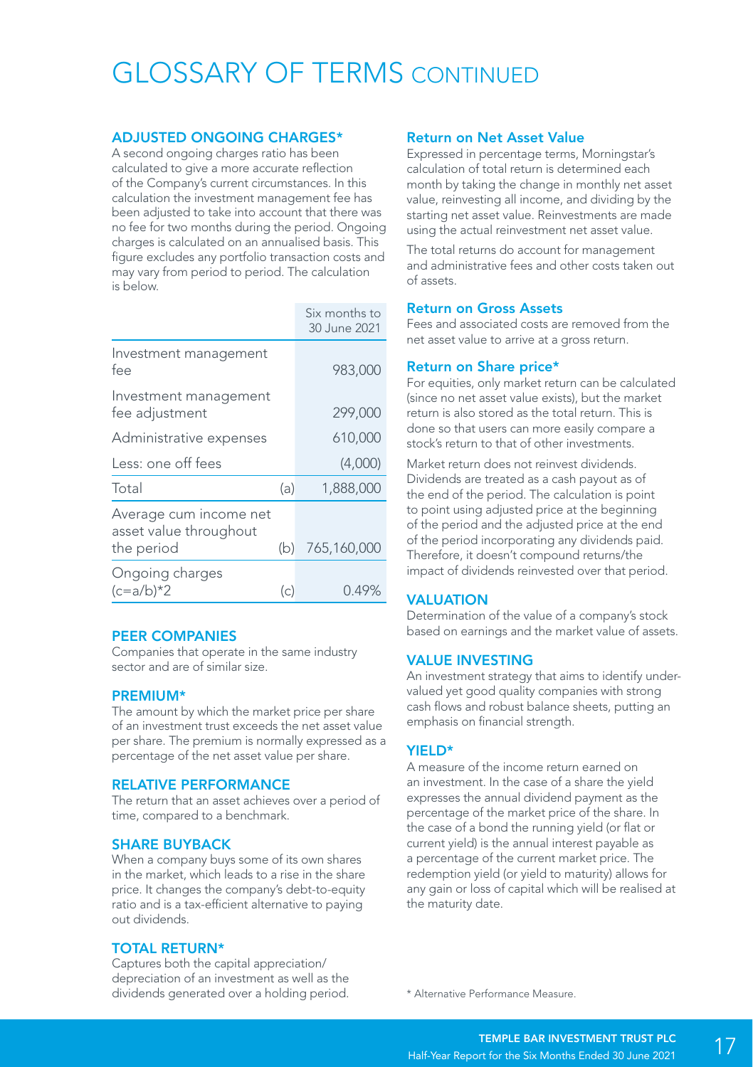# GLOSSARY OF TERMS CONTINUED

### ADJUSTED ONGOING CHARGES*

A second ongoing charges ratio has been calculated to give a more accurate reflection of the Company's current circumstances. In this calculation the investment management fee has been adjusted to take into account that there was no fee for two months during the period. Ongoing charges is calculated on an annualised basis. This figure excludes any portfolio transaction costs and may vary from period to period. The calculation is below.

| | | Six months to 30 June 2021 |
|---|---|---|
| Investment management fee | | 983,000 |
| Investment management fee adjustment | | 299,000 |
| Administrative expenses | | 610,000 |
| Less: one off fees | | (4,000) |
| Total | (a) | 1,888,000 |
| Average cum income net asset value throughout the period | (b) | 765,160,000 |
| Ongoing charges (c=a/b)*2 | (c) | 0.49% |

### PEER COMPANIES

Companies that operate in the same industry sector and are of similar size.

### PREMIUM*

The amount by which the market price per share of an investment trust exceeds the net asset value per share. The premium is normally expressed as a percentage of the net asset value per share.

### RELATIVE PERFORMANCE

The return that an asset achieves over a period of time, compared to a benchmark.

### SHARE BUYBACK

When a company buys some of its own shares in the market, which leads to a rise in the share price. It changes the company's debt-to-equity ratio and is a tax-efficient alternative to paying out dividends.

### TOTAL RETURN*

Captures both the capital appreciation/depreciation of an investment as well as the dividends generated over a holding period.

### Return on Net Asset Value

Expressed in percentage terms, Morningstar's calculation of total return is determined each month by taking the change in monthly net asset value, reinvesting all income, and dividing by the starting net asset value. Reinvestments are made using the actual reinvestment net asset value.

The total returns do account for management and administrative fees and other costs taken out of assets.

### Return on Gross Assets

Fees and associated costs are removed from the net asset value to arrive at a gross return.

### Return on Share price*

For equities, only market return can be calculated (since no net asset value exists), but the market return is also stored as the total return. This is done so that users can more easily compare a stock's return to that of other investments.

Market return does not reinvest dividends. Dividends are treated as a cash payout as of the end of the period. The calculation is point to point using adjusted price at the beginning of the period and the adjusted price at the end of the period incorporating any dividends paid. Therefore, it doesn't compound returns/the impact of dividends reinvested over that period.

### VALUATION

Determination of the value of a company's stock based on earnings and the market value of assets.

### VALUE INVESTING

An investment strategy that aims to identify under-valued yet good quality companies with strong cash flows and robust balance sheets, putting an emphasis on financial strength.

### YIELD*

A measure of the income return earned on an investment. In the case of a share the yield expresses the annual dividend payment as the percentage of the market price of the share. In the case of a bond the running yield (or flat or current yield) is the annual interest payable as a percentage of the current market price. The redemption yield (or yield to maturity) allows for any gain or loss of capital which will be realised at the maturity date.

\* Alternative Performance Measure.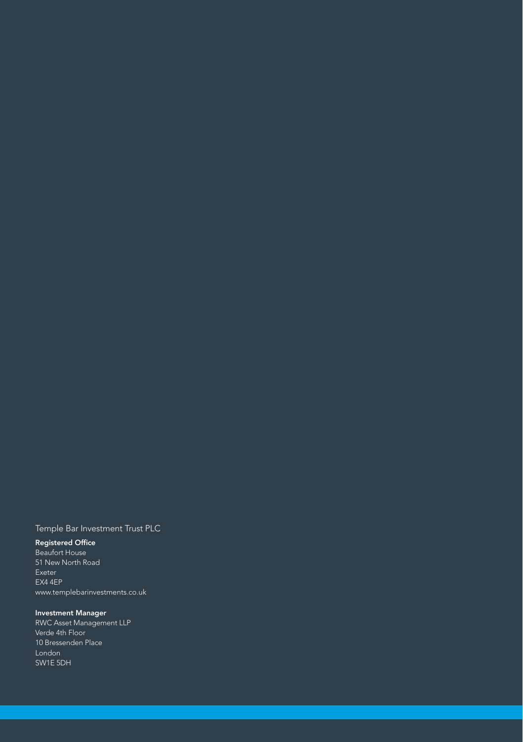Temple Bar Investment Trust PLC

**Registered Office**
Beaufort House
51 New North Road
Exeter
EX4 4EP
www.templebarinvestments.co.uk

**Investment Manager**
RWC Asset Management LLP
Verde 4th Floor
10 Bressenden Place
London
SW1E 5DH